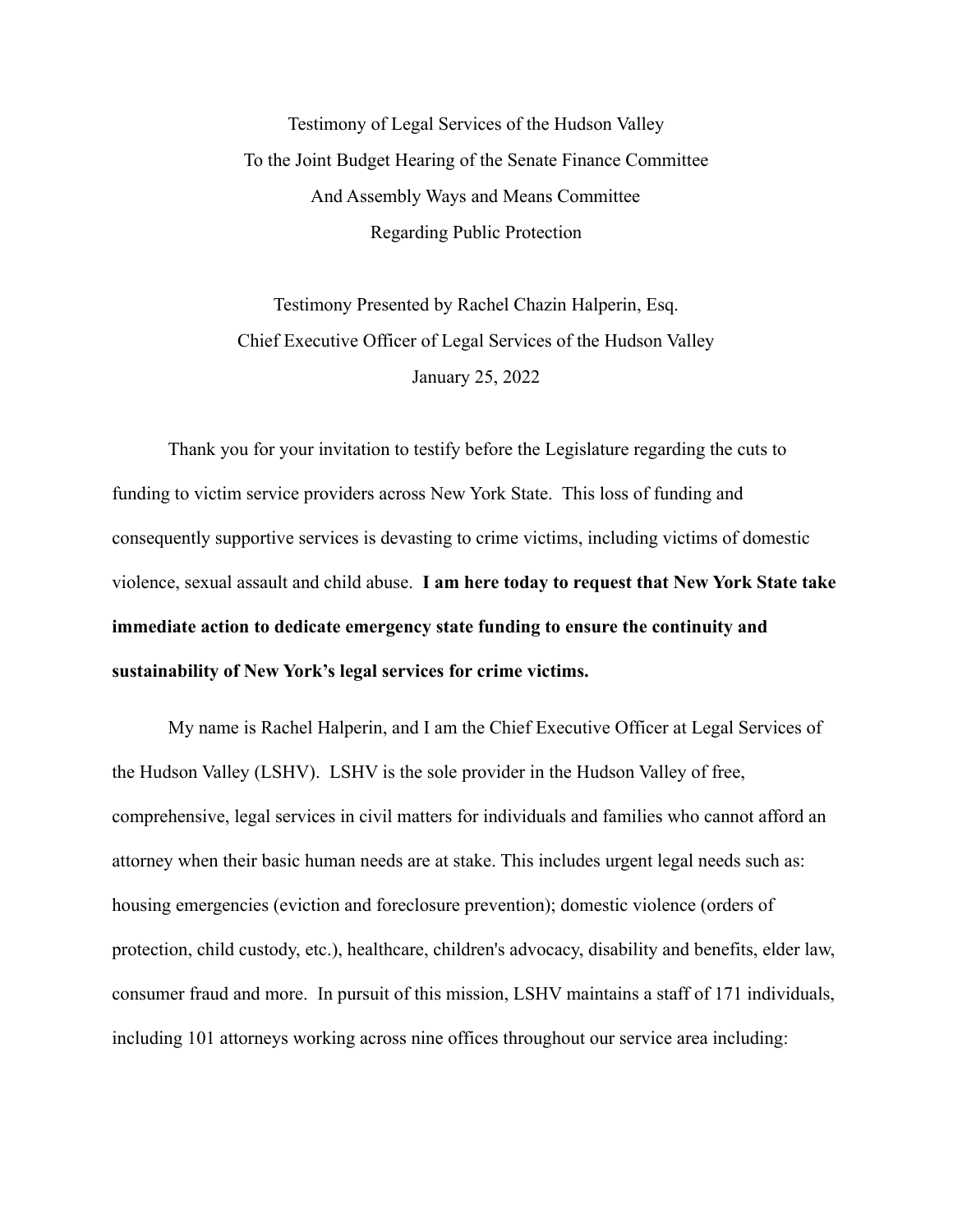Testimony of Legal Services of the Hudson Valley
To the Joint Budget Hearing of the Senate Finance Committee
And Assembly Ways and Means Committee
Regarding Public Protection

Testimony Presented by Rachel Chazin Halperin, Esq.
Chief Executive Officer of Legal Services of the Hudson Valley
January 25, 2022

Thank you for your invitation to testify before the Legislature regarding the cuts to funding to victim service providers across New York State. This loss of funding and consequently supportive services is devasting to crime victims, including victims of domestic violence, sexual assault and child abuse. **I am here today to request that New York State take immediate action to dedicate emergency state funding to ensure the continuity and sustainability of New York's legal services for crime victims.**

My name is Rachel Halperin, and I am the Chief Executive Officer at Legal Services of the Hudson Valley (LSHV). LSHV is the sole provider in the Hudson Valley of free, comprehensive, legal services in civil matters for individuals and families who cannot afford an attorney when their basic human needs are at stake. This includes urgent legal needs such as: housing emergencies (eviction and foreclosure prevention); domestic violence (orders of protection, child custody, etc.), healthcare, children's advocacy, disability and benefits, elder law, consumer fraud and more. In pursuit of this mission, LSHV maintains a staff of 171 individuals, including 101 attorneys working across nine offices throughout our service area including: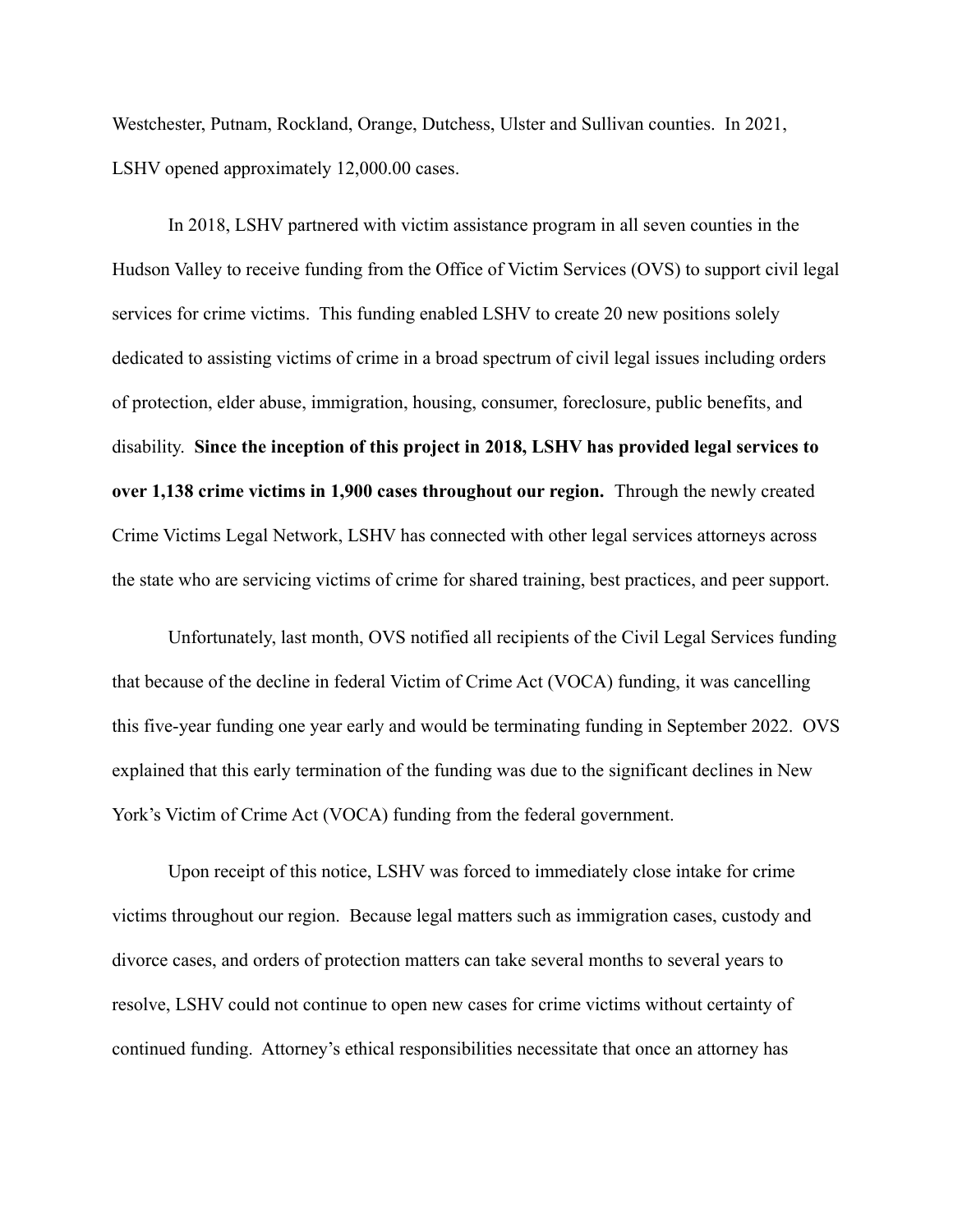Westchester, Putnam, Rockland, Orange, Dutchess, Ulster and Sullivan counties. In 2021, LSHV opened approximately 12,000.00 cases.

In 2018, LSHV partnered with victim assistance program in all seven counties in the Hudson Valley to receive funding from the Office of Victim Services (OVS) to support civil legal services for crime victims. This funding enabled LSHV to create 20 new positions solely dedicated to assisting victims of crime in a broad spectrum of civil legal issues including orders of protection, elder abuse, immigration, housing, consumer, foreclosure, public benefits, and disability. **Since the inception of this project in 2018, LSHV has provided legal services to over 1,138 crime victims in 1,900 cases throughout our region.** Through the newly created Crime Victims Legal Network, LSHV has connected with other legal services attorneys across the state who are servicing victims of crime for shared training, best practices, and peer support.

Unfortunately, last month, OVS notified all recipients of the Civil Legal Services funding that because of the decline in federal Victim of Crime Act (VOCA) funding, it was cancelling this five-year funding one year early and would be terminating funding in September 2022. OVS explained that this early termination of the funding was due to the significant declines in New York's Victim of Crime Act (VOCA) funding from the federal government.

Upon receipt of this notice, LSHV was forced to immediately close intake for crime victims throughout our region. Because legal matters such as immigration cases, custody and divorce cases, and orders of protection matters can take several months to several years to resolve, LSHV could not continue to open new cases for crime victims without certainty of continued funding. Attorney's ethical responsibilities necessitate that once an attorney has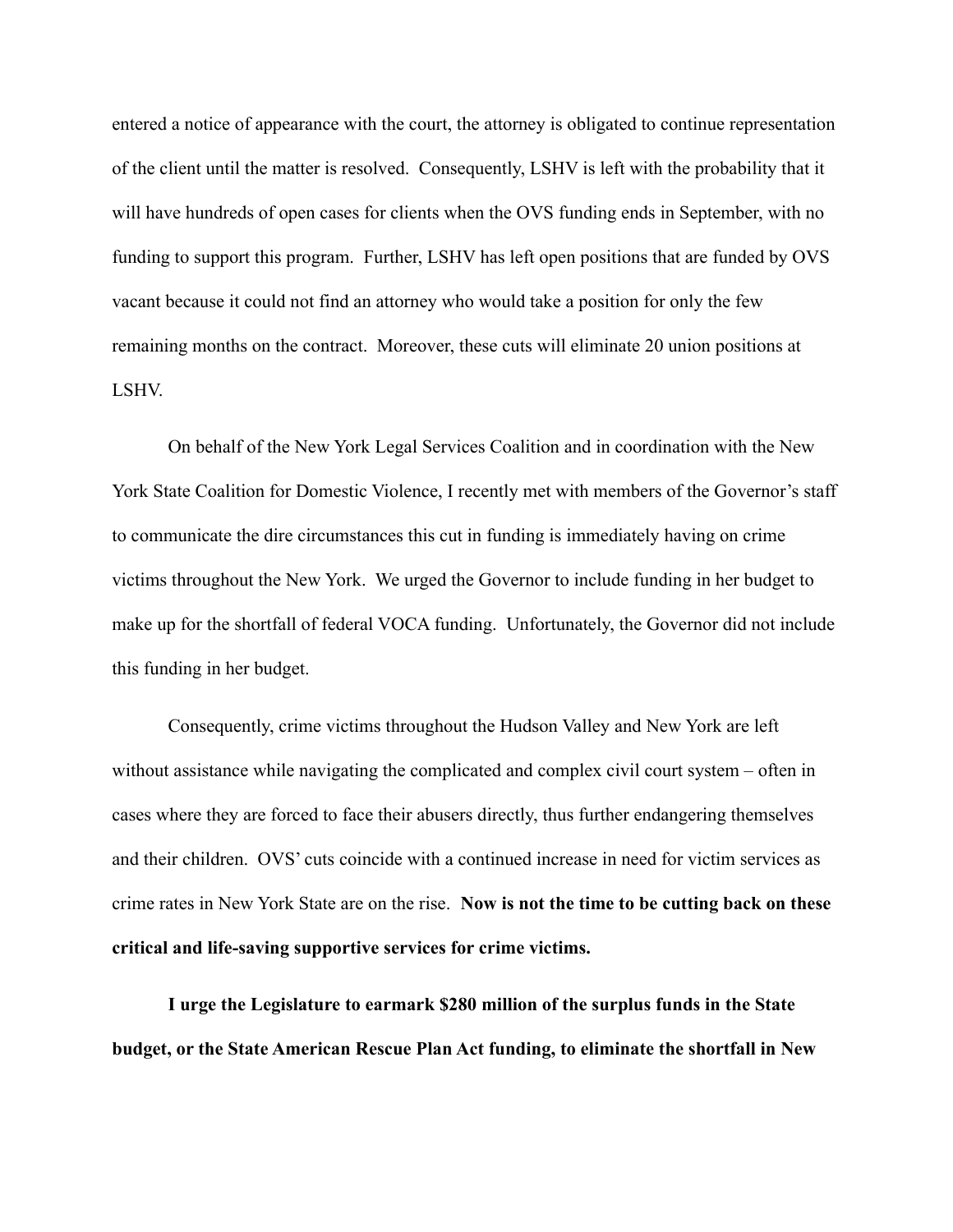entered a notice of appearance with the court, the attorney is obligated to continue representation of the client until the matter is resolved. Consequently, LSHV is left with the probability that it will have hundreds of open cases for clients when the OVS funding ends in September, with no funding to support this program. Further, LSHV has left open positions that are funded by OVS vacant because it could not find an attorney who would take a position for only the few remaining months on the contract. Moreover, these cuts will eliminate 20 union positions at LSHV.

On behalf of the New York Legal Services Coalition and in coordination with the New York State Coalition for Domestic Violence, I recently met with members of the Governor's staff to communicate the dire circumstances this cut in funding is immediately having on crime victims throughout the New York. We urged the Governor to include funding in her budget to make up for the shortfall of federal VOCA funding. Unfortunately, the Governor did not include this funding in her budget.

Consequently, crime victims throughout the Hudson Valley and New York are left without assistance while navigating the complicated and complex civil court system – often in cases where they are forced to face their abusers directly, thus further endangering themselves and their children. OVS' cuts coincide with a continued increase in need for victim services as crime rates in New York State are on the rise. **Now is not the time to be cutting back on these critical and life-saving supportive services for crime victims.**

**I urge the Legislature to earmark $280 million of the surplus funds in the State budget, or the State American Rescue Plan Act funding, to eliminate the shortfall in New**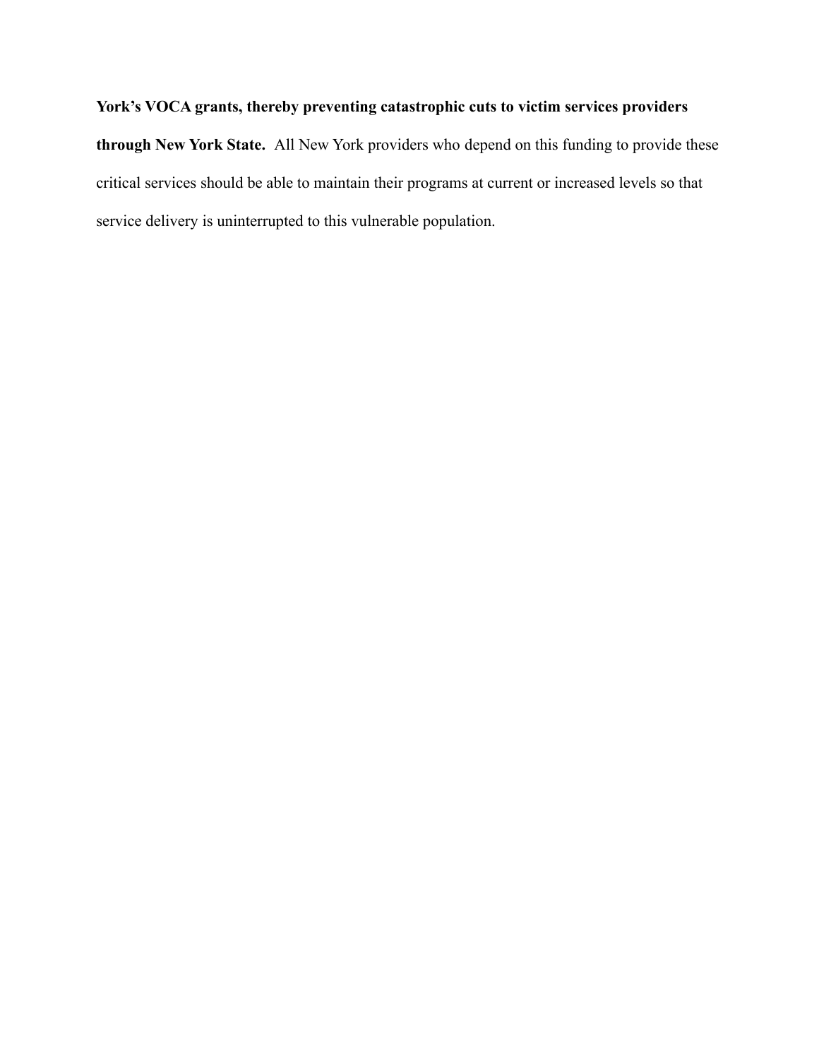**York's VOCA grants, thereby preventing catastrophic cuts to victim services providers through New York State.** All New York providers who depend on this funding to provide these critical services should be able to maintain their programs at current or increased levels so that service delivery is uninterrupted to this vulnerable population.